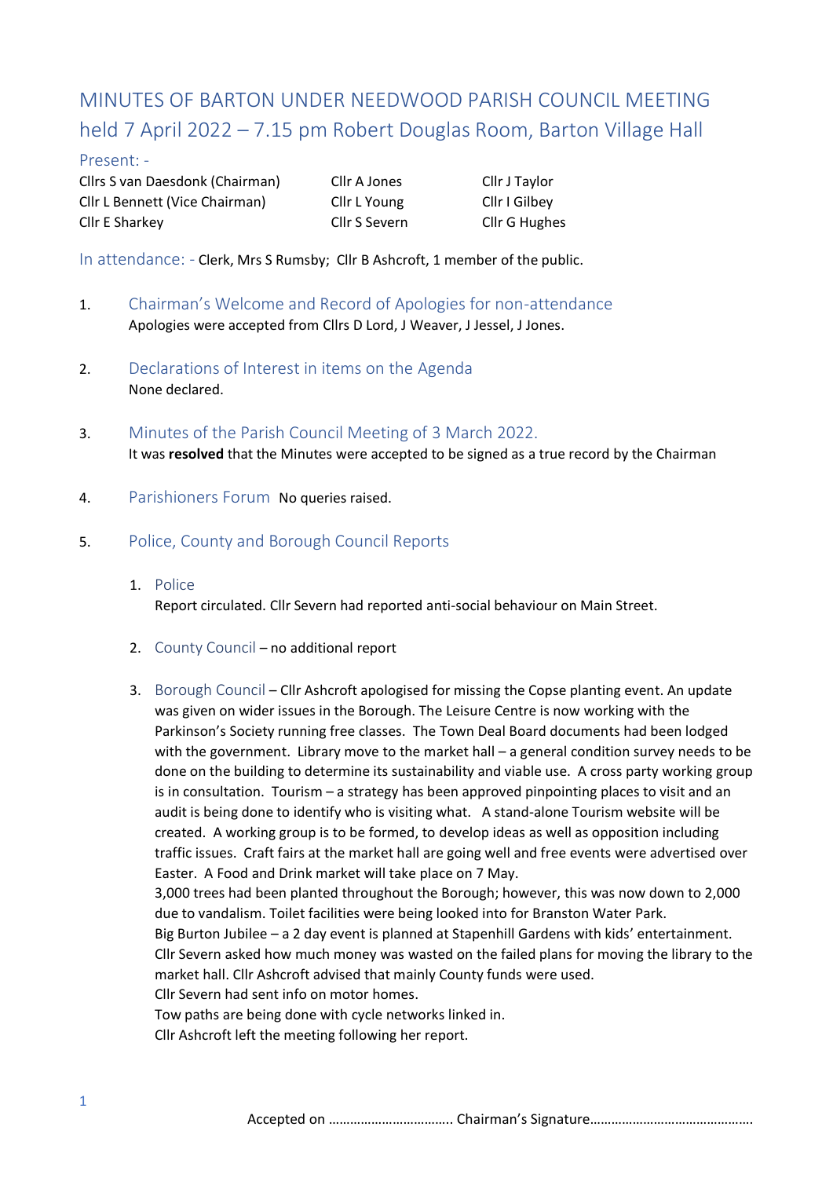# MINUTES OF BARTON UNDER NEEDWOOD PARISH COUNCIL MEETING held 7 April 2022 – 7.15 pm Robert Douglas Room, Barton Village Hall

## Present: -

| | | |
|---|---|---|
| Cllrs S van Daesdonk (Chairman) | Cllr A Jones | Cllr J Taylor |
| Cllr L Bennett (Vice Chairman) | Cllr L Young | Cllr I Gilbey |
| Cllr E Sharkey | Cllr S Severn | Cllr G Hughes |

**In attendance: -** Clerk, Mrs S Rumsby; Cllr B Ashcroft, 1 member of the public.

1. **Chairman's Welcome and Record of Apologies for non-attendance**
   Apologies were accepted from Cllrs D Lord, J Weaver, J Jessel, J Jones.

2. **Declarations of Interest in items on the Agenda**
   None declared.

3. **Minutes of the Parish Council Meeting of 3 March 2022.**
   It was **resolved** that the Minutes were accepted to be signed as a true record by the Chairman

4. **Parishioners Forum** No queries raised.

5. **Police, County and Borough Council Reports**

   1. **Police**
      Report circulated. Cllr Severn had reported anti-social behaviour on Main Street.

   2. **County Council** – no additional report

   3. **Borough Council** – Cllr Ashcroft apologised for missing the Copse planting event. An update was given on wider issues in the Borough. The Leisure Centre is now working with the Parkinson's Society running free classes. The Town Deal Board documents had been lodged with the government. Library move to the market hall – a general condition survey needs to be done on the building to determine its sustainability and viable use. A cross party working group is in consultation. Tourism – a strategy has been approved pinpointing places to visit and an audit is being done to identify who is visiting what. A stand-alone Tourism website will be created. A working group is to be formed, to develop ideas as well as opposition including traffic issues. Craft fairs at the market hall are going well and free events were advertised over Easter. A Food and Drink market will take place on 7 May.
      3,000 trees had been planted throughout the Borough; however, this was now down to 2,000 due to vandalism. Toilet facilities were being looked into for Branston Water Park.
      Big Burton Jubilee – a 2 day event is planned at Stapenhill Gardens with kids' entertainment.
      Cllr Severn asked how much money was wasted on the failed plans for moving the library to the market hall. Cllr Ashcroft advised that mainly County funds were used.
      Cllr Severn had sent info on motor homes.
      Tow paths are being done with cycle networks linked in.
      Cllr Ashcroft left the meeting following her report.

Accepted on ……………………………. Chairman's Signature……………………………………….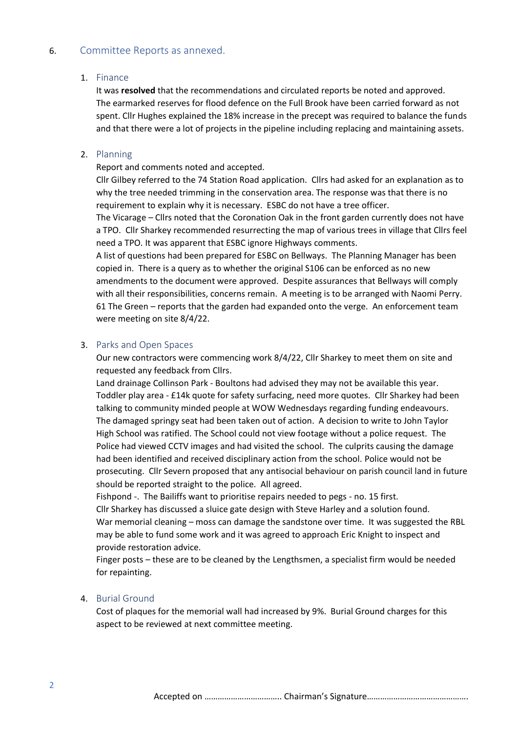## 6. Committee Reports as annexed.

### 1. Finance

It was **resolved** that the recommendations and circulated reports be noted and approved. The earmarked reserves for flood defence on the Full Brook have been carried forward as not spent. Cllr Hughes explained the 18% increase in the precept was required to balance the funds and that there were a lot of projects in the pipeline including replacing and maintaining assets.

### 2. Planning

Report and comments noted and accepted.

Cllr Gilbey referred to the 74 Station Road application. Cllrs had asked for an explanation as to why the tree needed trimming in the conservation area. The response was that there is no requirement to explain why it is necessary. ESBC do not have a tree officer.

The Vicarage – Cllrs noted that the Coronation Oak in the front garden currently does not have a TPO. Cllr Sharkey recommended resurrecting the map of various trees in village that Cllrs feel need a TPO. It was apparent that ESBC ignore Highways comments.

A list of questions had been prepared for ESBC on Bellways. The Planning Manager has been copied in. There is a query as to whether the original S106 can be enforced as no new amendments to the document were approved. Despite assurances that Bellways will comply with all their responsibilities, concerns remain. A meeting is to be arranged with Naomi Perry.

61 The Green – reports that the garden had expanded onto the verge. An enforcement team were meeting on site 8/4/22.

### 3. Parks and Open Spaces

Our new contractors were commencing work 8/4/22, Cllr Sharkey to meet them on site and requested any feedback from Cllrs.

Land drainage Collinson Park - Boultons had advised they may not be available this year.

Toddler play area - £14k quote for safety surfacing, need more quotes. Cllr Sharkey had been talking to community minded people at WOW Wednesdays regarding funding endeavours.

The damaged springy seat had been taken out of action. A decision to write to John Taylor High School was ratified. The School could not view footage without a police request. The Police had viewed CCTV images and had visited the school. The culprits causing the damage had been identified and received disciplinary action from the school. Police would not be prosecuting. Cllr Severn proposed that any antisocial behaviour on parish council land in future should be reported straight to the police. All agreed.

Fishpond -. The Bailiffs want to prioritise repairs needed to pegs - no. 15 first.

Cllr Sharkey has discussed a sluice gate design with Steve Harley and a solution found.

War memorial cleaning – moss can damage the sandstone over time. It was suggested the RBL may be able to fund some work and it was agreed to approach Eric Knight to inspect and provide restoration advice.

Finger posts – these are to be cleaned by the Lengthsmen, a specialist firm would be needed for repainting.

### 4. Burial Ground

Cost of plaques for the memorial wall had increased by 9%. Burial Ground charges for this aspect to be reviewed at next committee meeting.

Accepted on …………………………….. Chairman's Signature……………………………………….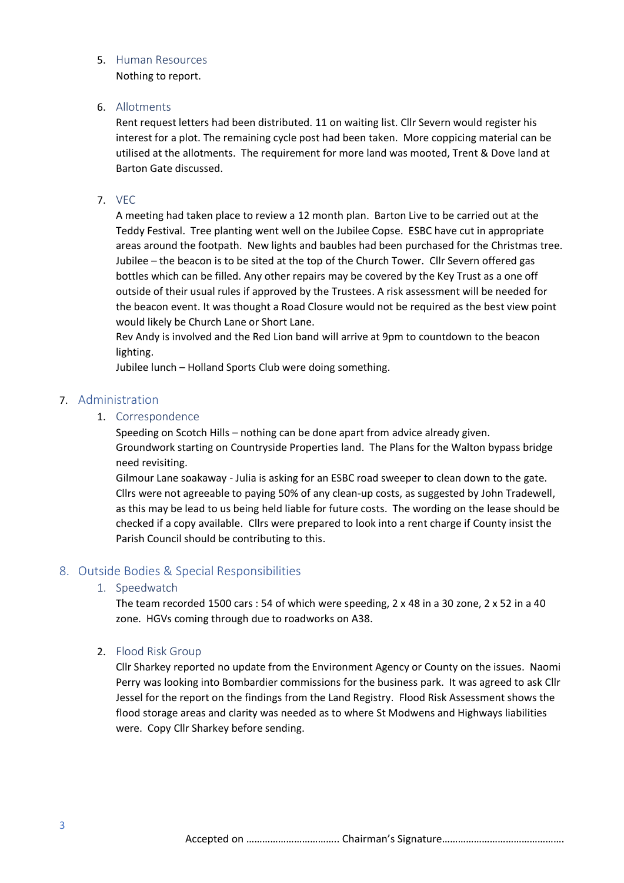5. Human Resources

   Nothing to report.

6. Allotments

   Rent request letters had been distributed. 11 on waiting list. Cllr Severn would register his interest for a plot. The remaining cycle post had been taken. More coppicing material can be utilised at the allotments. The requirement for more land was mooted, Trent & Dove land at Barton Gate discussed.

7. VEC

   A meeting had taken place to review a 12 month plan. Barton Live to be carried out at the Teddy Festival. Tree planting went well on the Jubilee Copse. ESBC have cut in appropriate areas around the footpath. New lights and baubles had been purchased for the Christmas tree. Jubilee – the beacon is to be sited at the top of the Church Tower. Cllr Severn offered gas bottles which can be filled. Any other repairs may be covered by the Key Trust as a one off outside of their usual rules if approved by the Trustees. A risk assessment will be needed for the beacon event. It was thought a Road Closure would not be required as the best view point would likely be Church Lane or Short Lane.

   Rev Andy is involved and the Red Lion band will arrive at 9pm to countdown to the beacon lighting.

   Jubilee lunch – Holland Sports Club were doing something.

## 7. Administration

### 1. Correspondence

Speeding on Scotch Hills – nothing can be done apart from advice already given.

Groundwork starting on Countryside Properties land. The Plans for the Walton bypass bridge need revisiting.

Gilmour Lane soakaway - Julia is asking for an ESBC road sweeper to clean down to the gate. Cllrs were not agreeable to paying 50% of any clean-up costs, as suggested by John Tradewell, as this may be lead to us being held liable for future costs. The wording on the lease should be checked if a copy available. Cllrs were prepared to look into a rent charge if County insist the Parish Council should be contributing to this.

## 8. Outside Bodies & Special Responsibilities

### 1. Speedwatch

The team recorded 1500 cars : 54 of which were speeding, 2 x 48 in a 30 zone, 2 x 52 in a 40 zone. HGVs coming through due to roadworks on A38.

### 2. Flood Risk Group

Cllr Sharkey reported no update from the Environment Agency or County on the issues. Naomi Perry was looking into Bombardier commissions for the business park. It was agreed to ask Cllr Jessel for the report on the findings from the Land Registry. Flood Risk Assessment shows the flood storage areas and clarity was needed as to where St Modwens and Highways liabilities were. Copy Cllr Sharkey before sending.

Accepted on ……………………………. Chairman's Signature………………………………………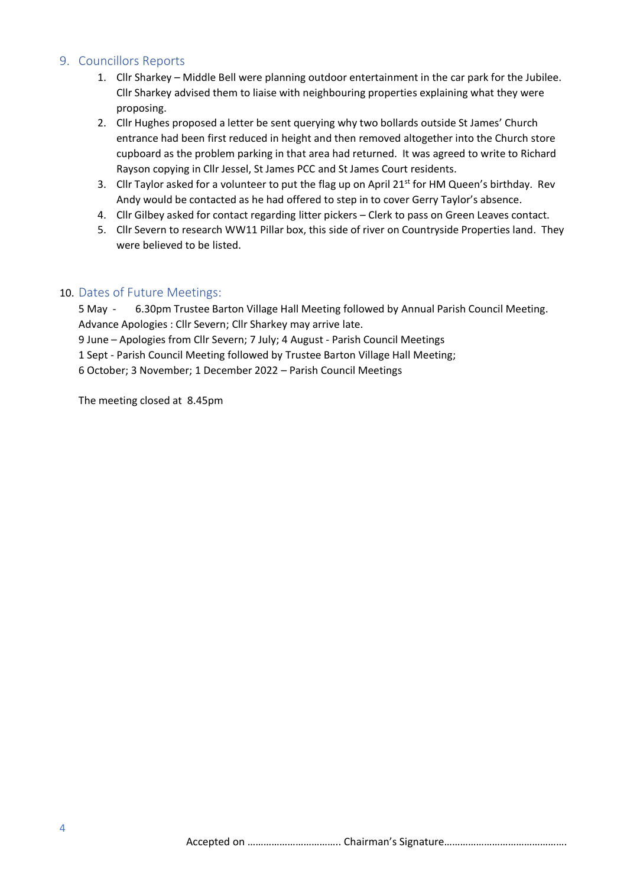## 9. Councillors Reports

1. Cllr Sharkey – Middle Bell were planning outdoor entertainment in the car park for the Jubilee. Cllr Sharkey advised them to liaise with neighbouring properties explaining what they were proposing.
2. Cllr Hughes proposed a letter be sent querying why two bollards outside St James' Church entrance had been first reduced in height and then removed altogether into the Church store cupboard as the problem parking in that area had returned. It was agreed to write to Richard Rayson copying in Cllr Jessel, St James PCC and St James Court residents.
3. Cllr Taylor asked for a volunteer to put the flag up on April 21st for HM Queen's birthday. Rev Andy would be contacted as he had offered to step in to cover Gerry Taylor's absence.
4. Cllr Gilbey asked for contact regarding litter pickers – Clerk to pass on Green Leaves contact.
5. Cllr Severn to research WW11 Pillar box, this side of river on Countryside Properties land. They were believed to be listed.

## 10. Dates of Future Meetings:

5 May - 6.30pm Trustee Barton Village Hall Meeting followed by Annual Parish Council Meeting. Advance Apologies : Cllr Severn; Cllr Sharkey may arrive late.
9 June – Apologies from Cllr Severn; 7 July; 4 August - Parish Council Meetings
1 Sept - Parish Council Meeting followed by Trustee Barton Village Hall Meeting;
6 October; 3 November; 1 December 2022 – Parish Council Meetings

The meeting closed at 8.45pm

Accepted on ……………………………. Chairman's Signature………………………………………